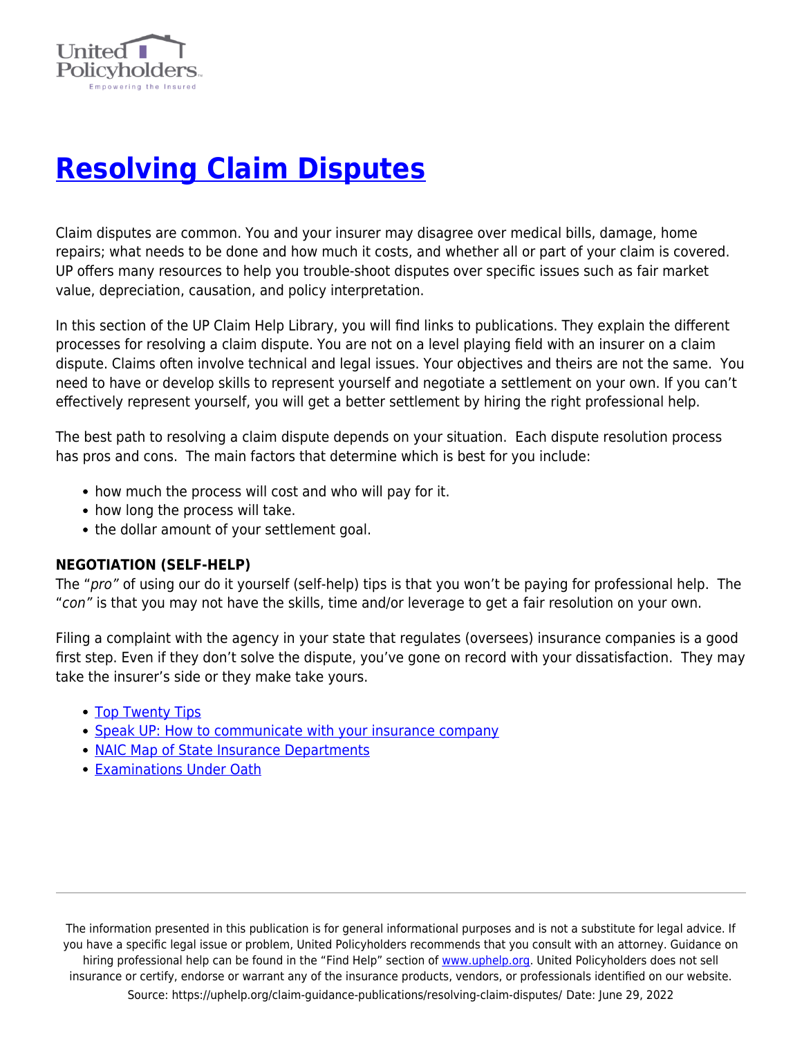# Resolving Claim Disputes

Claim disputes are common. You and your insurer may disagree over medical bills, damage, home repairs; what needs to be done and how much it costs, and whether all or part of your claim is covered. UP offers many resources to help you trouble-shoot disputes over specific issues such as fair market value, depreciation, causation, and policy interpretation.

In this section of the UP Claim Help Library, you will find links to publications. They explain the different processes for resolving a claim dispute. You are not on a level playing field with an insurer on a claim dispute. Claims often involve technical and legal issues. Your objectives and theirs are not the same. You need to have or develop skills to represent yourself and negotiate a settlement on your own. If you can't effectively represent yourself, you will get a better settlement by hiring the right professional help.

The best path to resolving a claim dispute depends on your situation. Each dispute resolution process has pros and cons. The main factors that determine which is best for you include:

- how much the process will cost and who will pay for it.
- how long the process will take.
- the dollar amount of your settlement goal.

**NEGOTIATION (SELF-HELP)**

The "*pro"* of using our do it yourself (self-help) tips is that you won't be paying for professional help. The "*con"* is that you may not have the skills, time and/or leverage to get a fair resolution on your own.

Filing a complaint with the agency in your state that regulates (oversees) insurance companies is a good first step. Even if they don't solve the dispute, you've gone on record with your dissatisfaction. They may take the insurer's side or they make take yours.

- Top Twenty Tips
- Speak UP: How to communicate with your insurance company
- NAIC Map of State Insurance Departments
- Examinations Under Oath

The information presented in this publication is for general informational purposes and is not a substitute for legal advice. If you have a specific legal issue or problem, United Policyholders recommends that you consult with an attorney. Guidance on hiring professional help can be found in the "Find Help" section of www.uphelp.org. United Policyholders does not sell insurance or certify, endorse or warrant any of the insurance products, vendors, or professionals identified on our website.

Source: https://uphelp.org/claim-guidance-publications/resolving-claim-disputes/ Date: June 29, 2022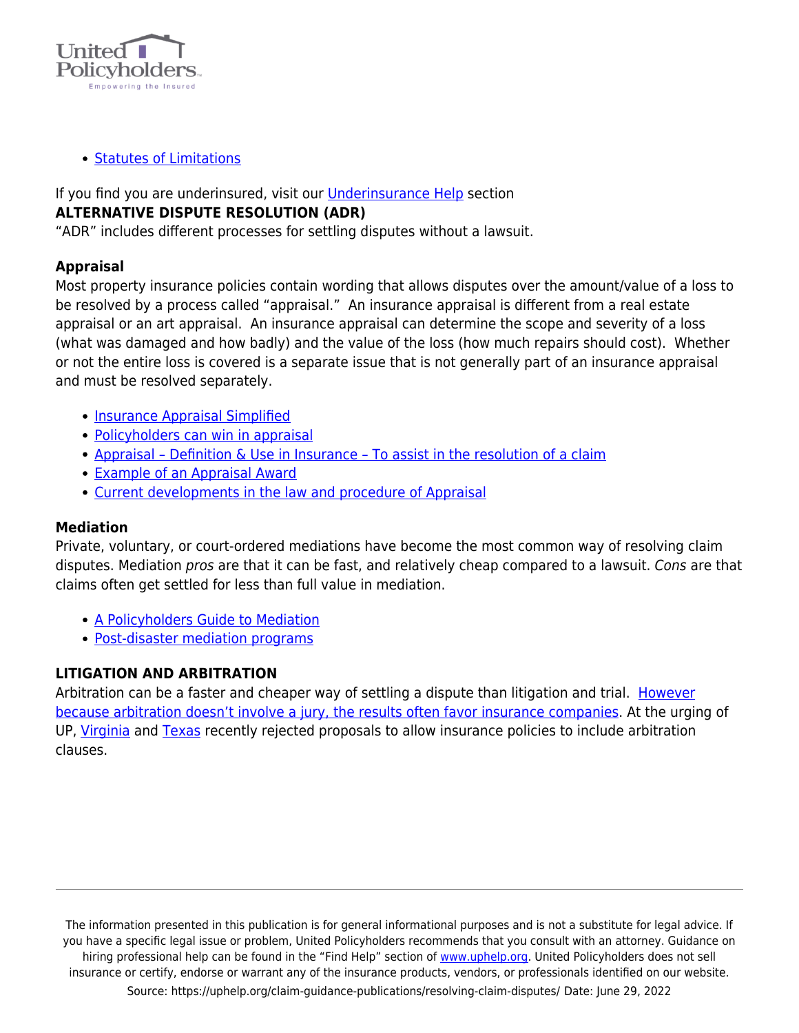- Statutes of Limitations

If you find you are underinsured, visit our Underinsurance Help section

**ALTERNATIVE DISPUTE RESOLUTION (ADR)**

"ADR" includes different processes for settling disputes without a lawsuit.

**Appraisal**

Most property insurance policies contain wording that allows disputes over the amount/value of a loss to be resolved by a process called "appraisal." An insurance appraisal is different from a real estate appraisal or an art appraisal. An insurance appraisal can determine the scope and severity of a loss (what was damaged and how badly) and the value of the loss (how much repairs should cost). Whether or not the entire loss is covered is a separate issue that is not generally part of an insurance appraisal and must be resolved separately.

- Insurance Appraisal Simplified
- Policyholders can win in appraisal
- Appraisal – Definition & Use in Insurance – To assist in the resolution of a claim
- Example of an Appraisal Award
- Current developments in the law and procedure of Appraisal

**Mediation**

Private, voluntary, or court-ordered mediations have become the most common way of resolving claim disputes. Mediation *pros* are that it can be fast, and relatively cheap compared to a lawsuit. *Cons* are that claims often get settled for less than full value in mediation.

- A Policyholders Guide to Mediation
- Post-disaster mediation programs

**LITIGATION AND ARBITRATION**

Arbitration can be a faster and cheaper way of settling a dispute than litigation and trial. However because arbitration doesn't involve a jury, the results often favor insurance companies. At the urging of UP, Virginia and Texas recently rejected proposals to allow insurance policies to include arbitration clauses.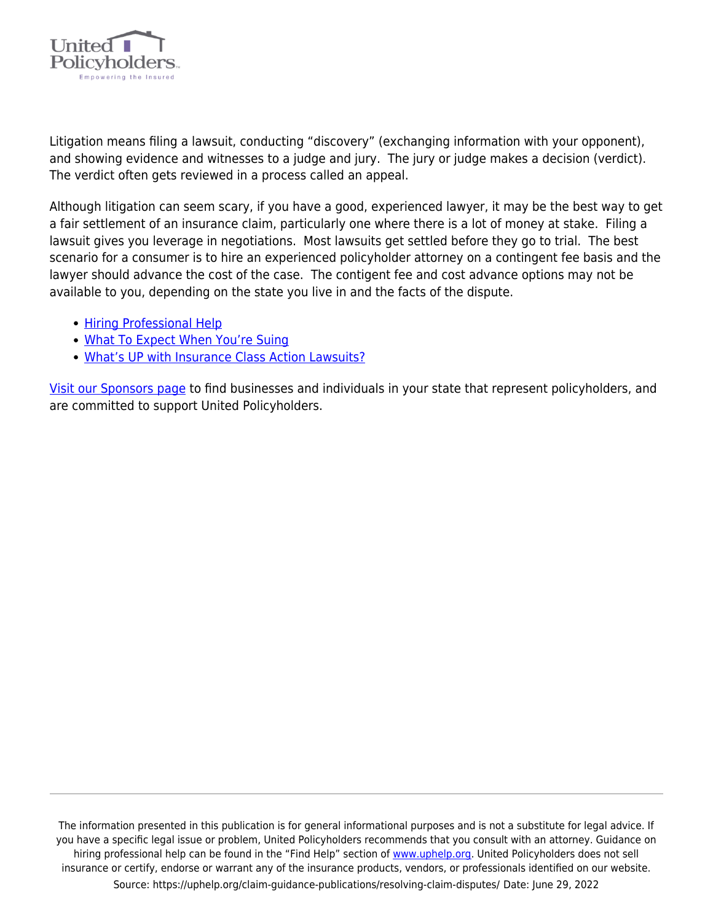Litigation means filing a lawsuit, conducting "discovery" (exchanging information with your opponent), and showing evidence and witnesses to a judge and jury.  The jury or judge makes a decision (verdict).  The verdict often gets reviewed in a process called an appeal.

Although litigation can seem scary, if you have a good, experienced lawyer, it may be the best way to get a fair settlement of an insurance claim, particularly one where there is a lot of money at stake.  Filing a lawsuit gives you leverage in negotiations.  Most lawsuits get settled before they go to trial.  The best scenario for a consumer is to hire an experienced policyholder attorney on a contingent fee basis and the lawyer should advance the cost of the case.  The contigent fee and cost advance options may not be available to you, depending on the state you live in and the facts of the dispute.

- Hiring Professional Help
- What To Expect When You're Suing
- What's UP with Insurance Class Action Lawsuits?

Visit our Sponsors page to find businesses and individuals in your state that represent policyholders, and are committed to support United Policyholders.

The information presented in this publication is for general informational purposes and is not a substitute for legal advice. If you have a specific legal issue or problem, United Policyholders recommends that you consult with an attorney. Guidance on hiring professional help can be found in the "Find Help" section of www.uphelp.org. United Policyholders does not sell insurance or certify, endorse or warrant any of the insurance products, vendors, or professionals identified on our website.

Source: https://uphelp.org/claim-guidance-publications/resolving-claim-disputes/ Date: June 29, 2022